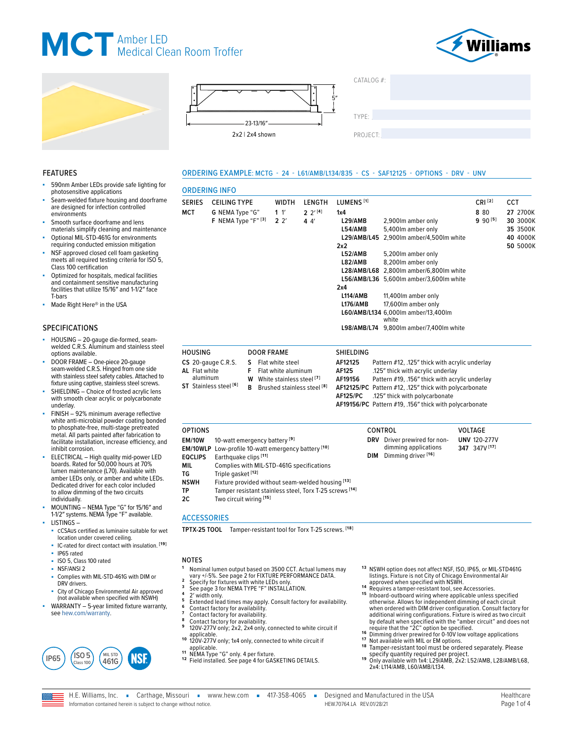# MCT Amber LED Medical Clean Room Troffer

Williams

23-13/16″ 5″

2x2 | 2x4 shown

CATALOG #:

TYPE:

PROJECT:

## FEATURES

- 590nm Amber LEDs provide safe lighting for photosensitive applications
- Seam-welded fixture housing and doorframe are designed for infection controlled environments
- Smooth surface doorframe and lens materials simplify cleaning and maintenance
- Optional MIL-STD-461G for environments requiring conducted emission mitigation
- NSF approved closed cell foam gasketing meets all required testing criteria for ISO 5, Class 100 certification
- Optimized for hospitals, medical facilities and containment sensitive manufacturing facilities that utilize 15/16″ and 1-1/2″ face T-bars
- Made Right Here® in the USA

## SPECIFICATIONS

- HOUSING – 20-gauge die-formed, seam-welded C.R.S. Aluminum and stainless steel options available.
- DOOR FRAME – One-piece 20-gauge seam-welded C.R.S. Hinged from one side with stainless steel safety cables. Attached to fixture using captive, stainless steel screws.
- SHIELDING – Choice of frosted acrylic lens with smooth clear acrylic or polycarbonate underlay.
- FINISH – 92% minimum average reflective white anti-microbial powder coating bonded to phosphate-free, multi-stage pretreated metal. All parts painted after fabrication to facilitate installation, increase efficiency, and inhibit corrosion.
- ELECTRICAL – High quality mid-power LED boards. Rated for 50,000 hours at 70% lumen maintenance (L70). Available with amber LEDs only, or amber and white LEDs. Dedicated driver for each color included to allow dimming of the two circuits individually.
- MOUNTING – NEMA Type "G" for 15/16" and 1-1/2" systems. NEMA Type "F" available.
- LISTINGS –
  - cCSAus certified as luminaire suitable for wet location under covered ceiling.
  - IC-rated for direct contact with insulation. [19]
  - IP65 rated
  - ISO 5, Class 100 rated
  - NSF/ANSI 2
  - Complies with MIL-STD-461G with DIM or DRV drivers.
  - City of Chicago Environmental Air approved (not available when specified with NSWH)
- WARRANTY – 5-year limited fixture warranty, see hew.com/warranty.

IP65 | ISO 5 Class 100 | MIL STD 461G | NSF

## ORDERING EXAMPLE: MCTG - 24 - L61/AMB/L134/835 - CS - SAF12125 - OPTIONS - DRV - UNV

## ORDERING INFO

| SERIES | CEILING TYPE | WIDTH | LENGTH | LUMENS [1] | | CRI [2] | CCT |
|---|---|---|---|---|---|---|---|
| MCT | G NEMA Type "G" | 1 1′ | 2 2′ [4] | **1x4** | | 8 80 | 27 2700K |
| | F NEMA Type "F" [3] | 2 2′ | 4 4′ | L29/AMB | 2,900lm amber only | 9 90 [5] | 30 3000K |
| | | | | L54/AMB | 5,400lm amber only | | 35 3500K |
| | | | | L29/AMB/L45 | 2,900lm amber/4,500lm white | | 40 4000K |
| | | | | **2x2** | | | 50 5000K |
| | | | | L52/AMB | 5,200lm amber only | | |
| | | | | L82/AMB | 8,200lm amber only | | |
| | | | | L28/AMB/L68 | 2,800lm amber/6,800lm white | | |
| | | | | L56/AMB/L36 | 5,600lm amber/3,600lm white | | |
| | | | | **2x4** | | | |
| | | | | L114/AMB | 11,400lm amber only | | |
| | | | | L176/AMB | 17,600lm amber only | | |
| | | | | L60/AMB/L134 | 6,000lm amber/13,400lm white | | |
| | | | | L98/AMB/L74 | 9,800lm amber/7,400lm white | | |

| HOUSING | DOOR FRAME | SHIELDING | |
|---|---|---|---|
| CS 20-gauge C.R.S. | S Flat white steel | AF12125 | Pattern #12, .125" thick with acrylic underlay |
| AL Flat white aluminum | F Flat white aluminum | AF125 | .125" thick with acrylic underlay |
| ST Stainless steel [6] | W White stainless steel [7] | AF19156 | Pattern #19, .156" thick with acrylic underlay |
| | B Brushed stainless steel [8] | AF12125/PC | Pattern #12, .125" thick with polycarbonate |
| | | AF125/PC | .125" thick with polycarbonate |
| | | AF19156/PC | Pattern #19, .156" thick with polycarbonate |

| OPTIONS | | CONTROL | | VOLTAGE | |
|---|---|---|---|---|---|
| EM/10W | 10-watt emergency battery [9] | DRV | Driver prewired for non-dimming applications | UNV | 120-277V |
| EM/10WLP | Low-profile 10-watt emergency battery [10] | DIM | Dimming driver [16] | 347 | 347V [17] |
| EQCLIPS | Earthquake clips [11] | | | | |
| MIL | Complies with MIL-STD-461G specifications | | | | |
| TG | Triple gasket [12] | | | | |
| NSWH | Fixture provided without seam-welded housing [13] | | | | |
| TP | Tamper resistant stainless steel, Torx T-25 screws [14] | | | | |
| 2C | Two circuit wiring [15] | | | | |

## ACCESSORIES

**TPTX-25 TOOL** Tamper-resistant tool for Torx T-25 screws. [18]

## NOTES

1. Nominal lumen output based on 3500 CCT. Actual lumens may vary +/-5%. See page 2 for FIXTURE PERFORMANCE DATA.
2. Specify for fixtures with white LEDs only.
3. See page 3 for NEMA TYPE "F" INSTALLATION.
4. 2′ width only.
5. Extended lead times may apply. Consult factory for availability.
6. Contact factory for availability.
7. Contact factory for availability.
8. Contact factory for availability.
9. 120V-277V only; 2x2, 2x4 only, connected to white circuit if applicable.
10. 120V-277V only; 1x4 only, connected to white circuit if applicable.
11. NEMA Type "G" only. 4 per fixture.
12. Field installed. See page 4 for GASKETING DETAILS.
13. NSWH option does not affect NSF, ISO, IP65, or MIL-STD461G listings. Fixture is not City of Chicago Environmental Air approved when specified with NSWH.
14. Requires a tamper-resistant tool, see Accessories.
15. Inboard-outboard wiring where applicable unless specified otherwise. Allows for independent dimming of each circuit when ordered with DIM driver configuration. Consult factory for additional wiring configurations. Fixture is wired as two circuit by default when specified with the "amber circuit" and does not require that the "2C" option be specified.
16. Dimming driver prewired for 0-10V low voltage applications
17. Not available with MIL or EM options.
18. Tamper-resistant tool must be ordered separately. Please specify quantity required per project.
19. Only available with 1x4: L29/AMB, 2x2: L52/AMB, L28/AMB/L68, 2x4: L114/AMB, L60/AMB/L134.

H.E. Williams, Inc. ▪ Carthage, Missouri ▪ www.hew.com ▪ 417-358-4065 ▪ Designed and Manufactured in the USA

Information contained herein is subject to change without notice. HEW.70764.LA REV.01/28/21 Healthcare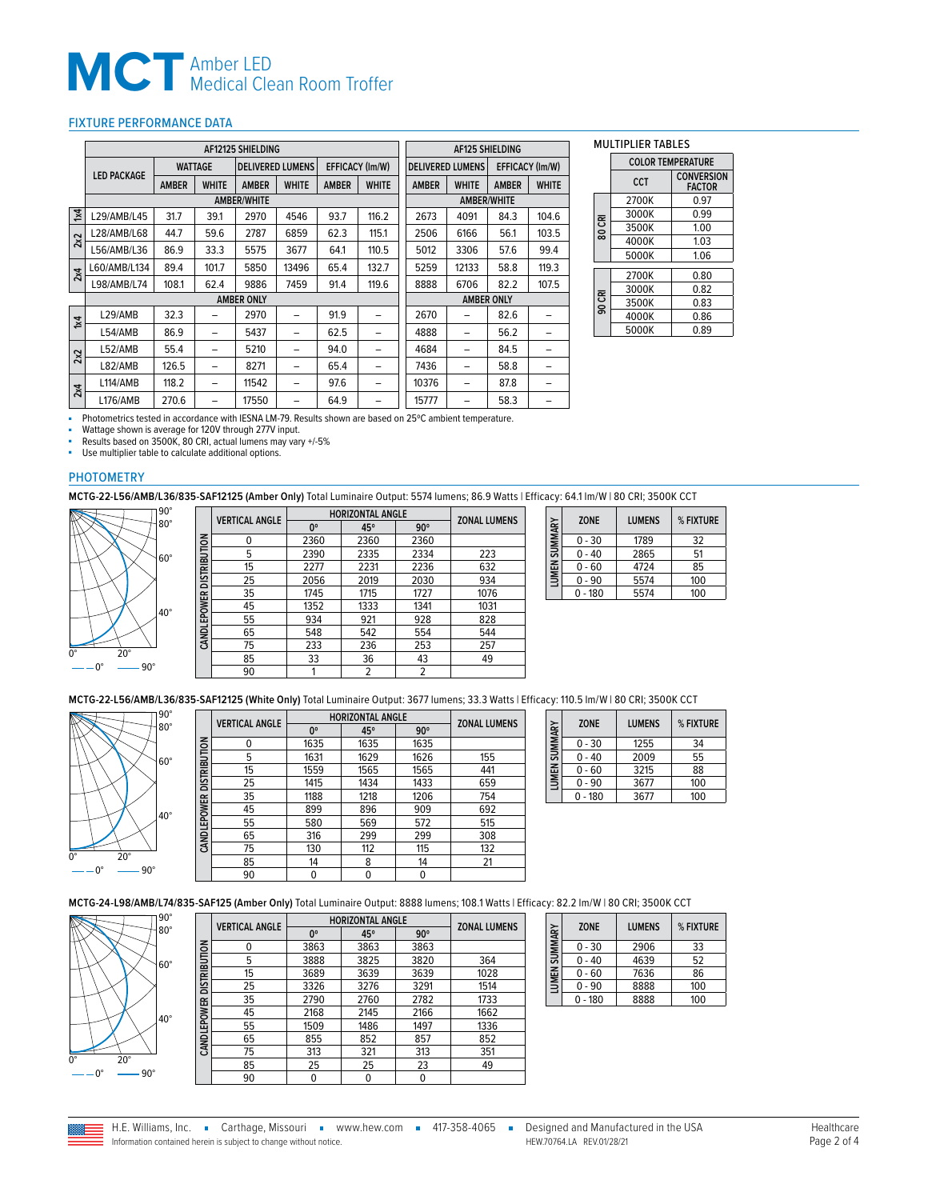# MCT Amber LED Medical Clean Room Troffer

## FIXTURE PERFORMANCE DATA

| | LED PACKAGE | AF12125 SHIELDING | | | | | | AF125 SHIELDING | | | |
|---|---|---|---|---|---|---|---|---|---|---|---|
| | | WATTAGE | | DELIVERED LUMENS | | EFFICACY (lm/W) | | DELIVERED LUMENS | | EFFICACY (lm/W) | |
| | | AMBER | WHITE | AMBER | WHITE | AMBER | WHITE | AMBER | WHITE | AMBER | WHITE |
| | | AMBER/WHITE | | | | | | AMBER/WHITE | | | |
| 1x4 | L29/AMB/L45 | 31.7 | 39.1 | 2970 | 4546 | 93.7 | 116.2 | 2673 | 4091 | 84.3 | 104.6 |
| 2x2 | L28/AMB/L68 | 44.7 | 59.6 | 2787 | 6859 | 62.3 | 115.1 | 2506 | 6166 | 56.1 | 103.5 |
| 2x2 | L56/AMB/L36 | 86.9 | 33.3 | 5575 | 3677 | 64.1 | 110.5 | 5012 | 3306 | 57.6 | 99.4 |
| 2x4 | L60/AMB/L134 | 89.4 | 101.7 | 5850 | 13496 | 65.4 | 132.7 | 5259 | 12133 | 58.8 | 119.3 |
| 2x4 | L98/AMB/L74 | 108.1 | 62.4 | 9886 | 7459 | 91.4 | 119.6 | 8888 | 6706 | 82.2 | 107.5 |
| | | AMBER ONLY | | | | | | AMBER ONLY | | | |
| 1x4 | L29/AMB | 32.3 | – | 2970 | – | 91.9 | – | 2670 | – | 82.6 | – |
| 1x4 | L54/AMB | 86.9 | – | 5437 | – | 62.5 | – | 4888 | – | 56.2 | – |
| 2x2 | L52/AMB | 55.4 | – | 5210 | – | 94.0 | – | 4684 | – | 84.5 | – |
| 2x2 | L82/AMB | 126.5 | – | 8271 | – | 65.4 | – | 7436 | – | 58.8 | – |
| 2x4 | L114/AMB | 118.2 | – | 11542 | – | 97.6 | – | 10376 | – | 87.8 | – |
| 2x4 | L176/AMB | 270.6 | – | 17550 | – | 64.9 | – | 15777 | – | 58.3 | – |

- Photometrics tested in accordance with IESNA LM-79. Results shown are based on 25°C ambient temperature.
- Wattage shown is average for 120V through 277V input.
- Results based on 3500K, 80 CRI, actual lumens may vary +/-5%
- Use multiplier table to calculate additional options.

### MULTIPLIER TABLES

| | COLOR TEMPERATURE | |
|---|---|---|
| | CCT | CONVERSION FACTOR |
| 80 CRI | 2700K | 0.97 |
| 80 CRI | 3000K | 0.99 |
| 80 CRI | 3500K | 1.00 |
| 80 CRI | 4000K | 1.03 |
| 80 CRI | 5000K | 1.06 |
| 90 CRI | 2700K | 0.80 |
| 90 CRI | 3000K | 0.82 |
| 90 CRI | 3500K | 0.83 |
| 90 CRI | 4000K | 0.86 |
| 90 CRI | 5000K | 0.89 |

## PHOTOMETRY

**MCTG-22-L56/AMB/L36/835-SAF12125 (Amber Only)** Total Luminaire Output: 5574 lumens; 86.9 Watts | Efficacy: 64.1 lm/W | 80 CRI; 3500K CCT

CANDLEPOWER DISTRIBUTION

| VERTICAL ANGLE | HORIZONTAL ANGLE | | | ZONAL LUMENS |
|---|---|---|---|---|
| | 0° | 45° | 90° | |
| 0 | 2360 | 2360 | 2360 | |
| 5 | 2390 | 2335 | 2334 | 223 |
| 15 | 2277 | 2231 | 2236 | 632 |
| 25 | 2056 | 2019 | 2030 | 934 |
| 35 | 1745 | 1715 | 1727 | 1076 |
| 45 | 1352 | 1333 | 1341 | 1031 |
| 55 | 934 | 921 | 928 | 828 |
| 65 | 548 | 542 | 554 | 544 |
| 75 | 233 | 236 | 253 | 257 |
| 85 | 33 | 36 | 43 | 49 |
| 90 | 1 | 2 | 2 | |

LUMEN SUMMARY

| ZONE | LUMENS | % FIXTURE |
|---|---|---|
| 0 - 30 | 1789 | 32 |
| 0 - 40 | 2865 | 51 |
| 0 - 60 | 4724 | 85 |
| 0 - 90 | 5574 | 100 |
| 0 - 180 | 5574 | 100 |

**MCTG-22-L56/AMB/L36/835-SAF12125 (White Only)** Total Luminaire Output: 3677 lumens; 33.3 Watts | Efficacy: 110.5 lm/W | 80 CRI; 3500K CCT

CANDLEPOWER DISTRIBUTION

| VERTICAL ANGLE | HORIZONTAL ANGLE | | | ZONAL LUMENS |
|---|---|---|---|---|
| | 0° | 45° | 90° | |
| 0 | 1635 | 1635 | 1635 | |
| 5 | 1631 | 1629 | 1626 | 155 |
| 15 | 1559 | 1565 | 1565 | 441 |
| 25 | 1415 | 1434 | 1433 | 659 |
| 35 | 1188 | 1218 | 1206 | 754 |
| 45 | 899 | 896 | 909 | 692 |
| 55 | 580 | 569 | 572 | 515 |
| 65 | 316 | 299 | 299 | 308 |
| 75 | 130 | 112 | 115 | 132 |
| 85 | 14 | 8 | 14 | 21 |
| 90 | 0 | 0 | 0 | |

LUMEN SUMMARY

| ZONE | LUMENS | % FIXTURE |
|---|---|---|
| 0 - 30 | 1255 | 34 |
| 0 - 40 | 2009 | 55 |
| 0 - 60 | 3215 | 88 |
| 0 - 90 | 3677 | 100 |
| 0 - 180 | 3677 | 100 |

**MCTG-24-L98/AMB/L74/835-SAF125 (Amber Only)** Total Luminaire Output: 8888 lumens; 108.1 Watts | Efficacy: 82.2 lm/W | 80 CRI; 3500K CCT

CANDLEPOWER DISTRIBUTION

| VERTICAL ANGLE | HORIZONTAL ANGLE | | | ZONAL LUMENS |
|---|---|---|---|---|
| | 0° | 45° | 90° | |
| 0 | 3863 | 3863 | 3863 | |
| 5 | 3888 | 3825 | 3820 | 364 |
| 15 | 3689 | 3639 | 3639 | 1028 |
| 25 | 3326 | 3276 | 3291 | 1514 |
| 35 | 2790 | 2760 | 2782 | 1733 |
| 45 | 2168 | 2145 | 2166 | 1662 |
| 55 | 1509 | 1486 | 1497 | 1336 |
| 65 | 855 | 852 | 857 | 852 |
| 75 | 313 | 321 | 313 | 351 |
| 85 | 25 | 25 | 23 | 49 |
| 90 | 0 | 0 | 0 | |

LUMEN SUMMARY

| ZONE | LUMENS | % FIXTURE |
|---|---|---|
| 0 - 30 | 2906 | 33 |
| 0 - 40 | 4639 | 52 |
| 0 - 60 | 7636 | 86 |
| 0 - 90 | 8888 | 100 |
| 0 - 180 | 8888 | 100 |

H.E. Williams, Inc. ▪ Carthage, Missouri ▪ www.hew.com ▪ 417-358-4065 ▪ Designed and Manufactured in the USA

Information contained herein is subject to change without notice. HEW.70764.LA REV.01/28/21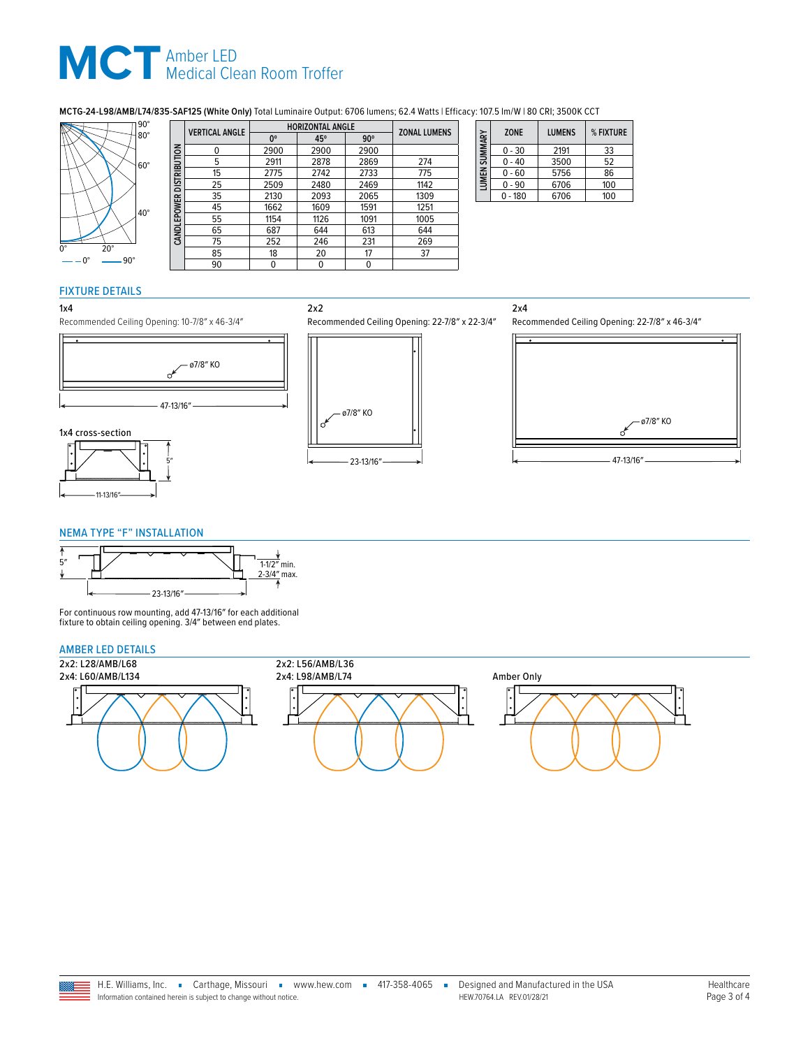# MCT Amber LED Medical Clean Room Troffer

**MCTG-24-L98/AMB/L74/835-SAF125 (White Only)** Total Luminaire Output: 6706 lumens; 62.4 Watts | Efficacy: 107.5 lm/W | 80 CRI; 3500K CCT

| CANDLEPOWER DISTRIBUTION | | | | |
|---|---|---|---|---|
| VERTICAL ANGLE | HORIZONTAL ANGLE | | | ZONAL LUMENS |
| | 0° | 45° | 90° | |
| 0 | 2900 | 2900 | 2900 | |
| 5 | 2911 | 2878 | 2869 | 274 |
| 15 | 2775 | 2742 | 2733 | 775 |
| 25 | 2509 | 2480 | 2469 | 1142 |
| 35 | 2130 | 2093 | 2065 | 1309 |
| 45 | 1662 | 1609 | 1591 | 1251 |
| 55 | 1154 | 1126 | 1091 | 1005 |
| 65 | 687 | 644 | 613 | 644 |
| 75 | 252 | 246 | 231 | 269 |
| 85 | 18 | 20 | 17 | 37 |
| 90 | 0 | 0 | 0 | |

**LUMEN SUMMARY**

| ZONE | LUMENS | % FIXTURE |
|---|---|---|
| 0 - 30 | 2191 | 33 |
| 0 - 40 | 3500 | 52 |
| 0 - 60 | 5756 | 86 |
| 0 - 90 | 6706 | 100 |
| 0 - 180 | 6706 | 100 |

## FIXTURE DETAILS

**1x4**

Recommended Ceiling Opening: 10-7/8" x 46-3/4"

ø7/8" KO

47-13/16"

**1x4 cross-section**

5"

11-13/16"

**2x2**

Recommended Ceiling Opening: 22-7/8" x 22-3/4"

ø7/8" KO

23-13/16"

**2x4**

Recommended Ceiling Opening: 22-7/8" x 46-3/4"

ø7/8" KO

47-13/16"

## NEMA TYPE "F" INSTALLATION

5"

1-1/2" min.
2-3/4" max.

23-13/16"

For continuous row mounting, add 47-13/16" for each additional fixture to obtain ceiling opening. 3/4" between end plates.

## AMBER LED DETAILS

**2x2: L28/AMB/L68**
**2x4: L60/AMB/L134**

**2x2: L56/AMB/L36**
**2x4: L98/AMB/L74**

**Amber Only**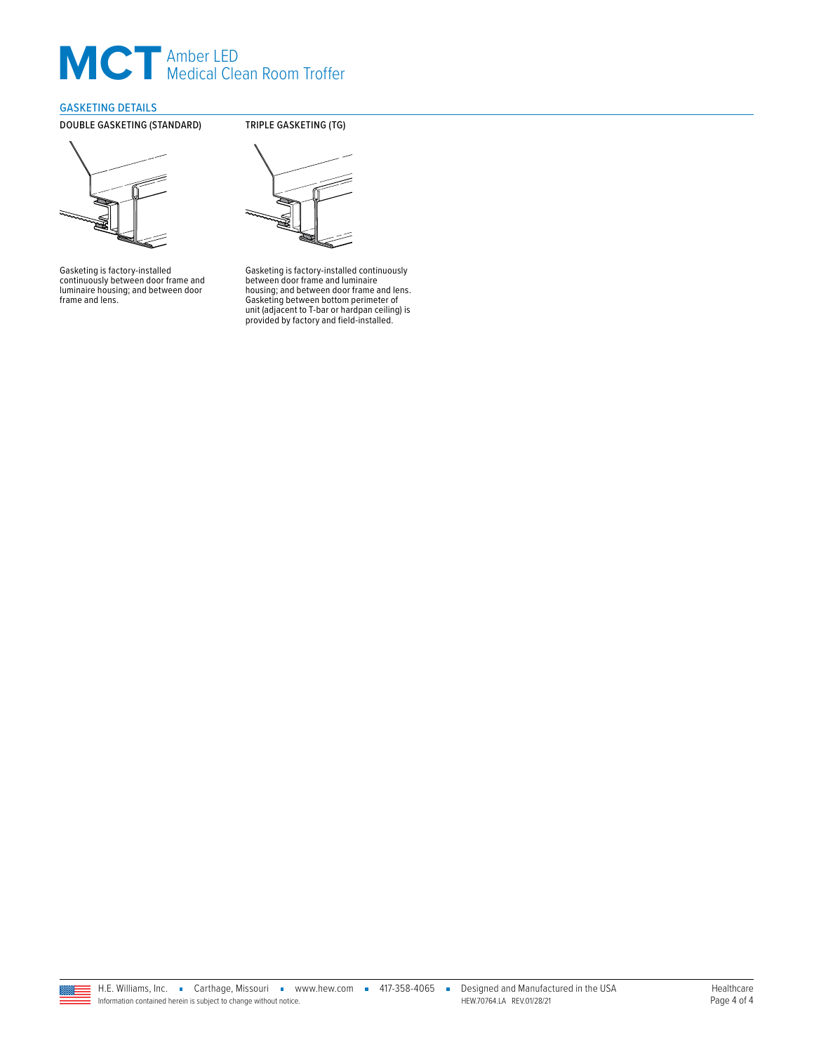# MCT Amber LED Medical Clean Room Troffer

## GASKETING DETAILS

### DOUBLE GASKETING (STANDARD)

Gasketing is factory-installed continuously between door frame and luminaire housing; and between door frame and lens.

### TRIPLE GASKETING (TG)

Gasketing is factory-installed continuously between door frame and luminaire housing; and between door frame and lens. Gasketing between bottom perimeter of unit (adjacent to T-bar or hardpan ceiling) is provided by factory and field-installed.

H.E. Williams, Inc. ▪ Carthage, Missouri ▪ www.hew.com ▪ 417-358-4065 ▪ Designed and Manufactured in the USA

Information contained herein is subject to change without notice.

HEW.70764.LA REV.01/28/21

Healthcare